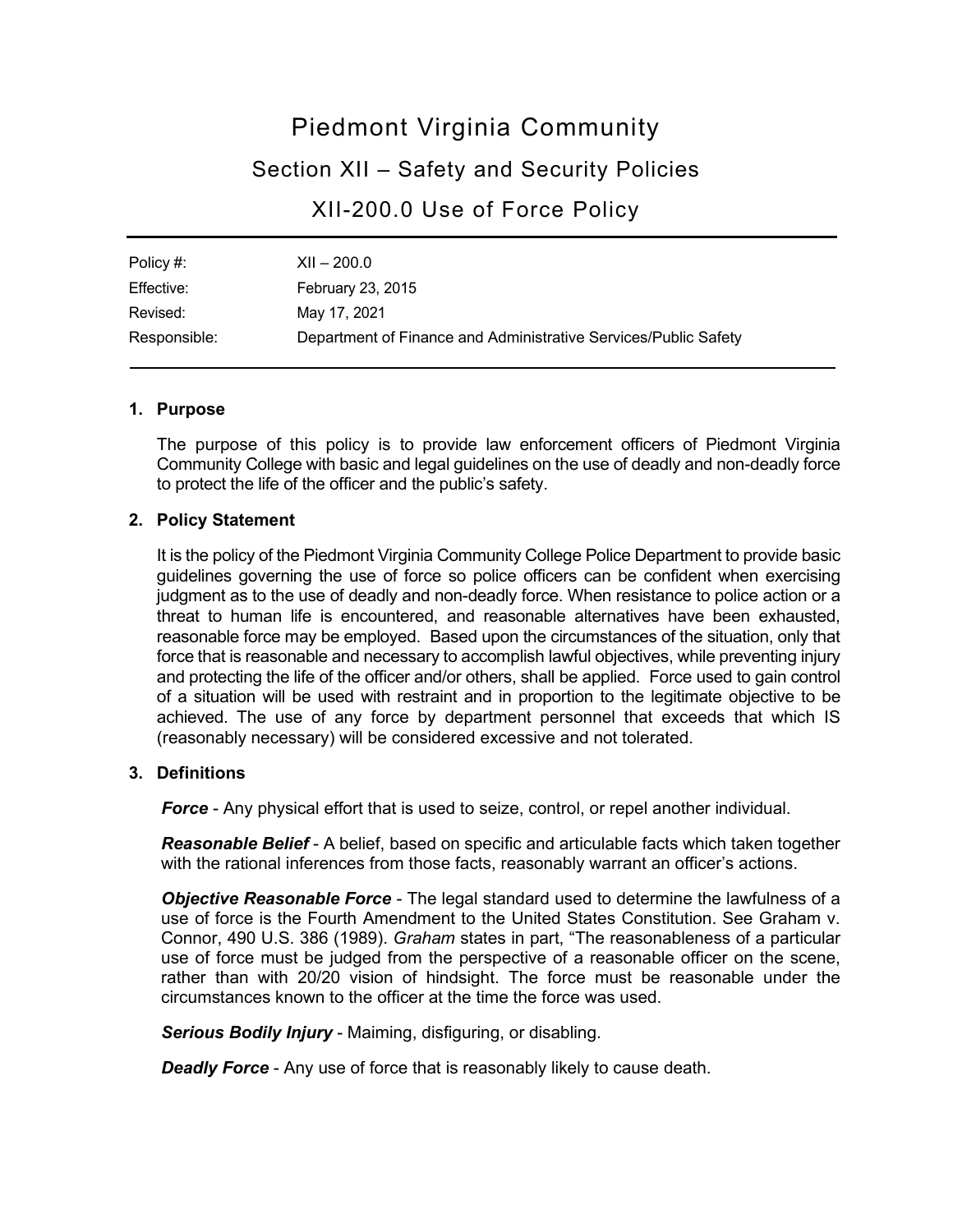# Piedmont Virginia Community

## Section XII – Safety and Security Policies

## XII-200.0 Use of Force Policy

| | |
|---|---|
| Policy #: | XII – 200.0 |
| Effective: | February 23, 2015 |
| Revised: | May 17, 2021 |
| Responsible: | Department of Finance and Administrative Services/Public Safety |

### 1. Purpose

The purpose of this policy is to provide law enforcement officers of Piedmont Virginia Community College with basic and legal guidelines on the use of deadly and non-deadly force to protect the life of the officer and the public's safety.

### 2. Policy Statement

It is the policy of the Piedmont Virginia Community College Police Department to provide basic guidelines governing the use of force so police officers can be confident when exercising judgment as to the use of deadly and non-deadly force. When resistance to police action or a threat to human life is encountered, and reasonable alternatives have been exhausted, reasonable force may be employed. Based upon the circumstances of the situation, only that force that is reasonable and necessary to accomplish lawful objectives, while preventing injury and protecting the life of the officer and/or others, shall be applied. Force used to gain control of a situation will be used with restraint and in proportion to the legitimate objective to be achieved. The use of any force by department personnel that exceeds that which IS (reasonably necessary) will be considered excessive and not tolerated.

### 3. Definitions

***Force*** - Any physical effort that is used to seize, control, or repel another individual.

***Reasonable Belief*** - A belief, based on specific and articulable facts which taken together with the rational inferences from those facts, reasonably warrant an officer's actions.

***Objective Reasonable Force*** - The legal standard used to determine the lawfulness of a use of force is the Fourth Amendment to the United States Constitution. See Graham v. Connor, 490 U.S. 386 (1989). *Graham* states in part, "The reasonableness of a particular use of force must be judged from the perspective of a reasonable officer on the scene, rather than with 20/20 vision of hindsight. The force must be reasonable under the circumstances known to the officer at the time the force was used.

***Serious Bodily Injury*** - Maiming, disfiguring, or disabling.

***Deadly Force*** - Any use of force that is reasonably likely to cause death.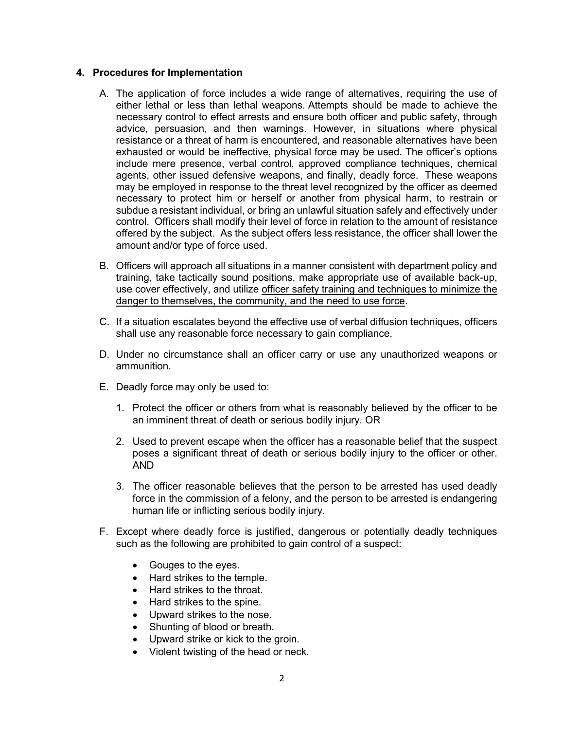**4. Procedures for Implementation**

A. The application of force includes a wide range of alternatives, requiring the use of either lethal or less than lethal weapons. Attempts should be made to achieve the necessary control to effect arrests and ensure both officer and public safety, through advice, persuasion, and then warnings. However, in situations where physical resistance or a threat of harm is encountered, and reasonable alternatives have been exhausted or would be ineffective, physical force may be used. The officer's options include mere presence, verbal control, approved compliance techniques, chemical agents, other issued defensive weapons, and finally, deadly force. These weapons may be employed in response to the threat level recognized by the officer as deemed necessary to protect him or herself or another from physical harm, to restrain or subdue a resistant individual, or bring an unlawful situation safely and effectively under control. Officers shall modify their level of force in relation to the amount of resistance offered by the subject. As the subject offers less resistance, the officer shall lower the amount and/or type of force used.

B. Officers will approach all situations in a manner consistent with department policy and training, take tactically sound positions, make appropriate use of available back-up, use cover effectively, and utilize <u>officer safety training and techniques to minimize the danger to themselves, the community, and the need to use force</u>.

C. If a situation escalates beyond the effective use of verbal diffusion techniques, officers shall use any reasonable force necessary to gain compliance.

D. Under no circumstance shall an officer carry or use any unauthorized weapons or ammunition.

E. Deadly force may only be used to:

1. Protect the officer or others from what is reasonably believed by the officer to be an imminent threat of death or serious bodily injury. OR

2. Used to prevent escape when the officer has a reasonable belief that the suspect poses a significant threat of death or serious bodily injury to the officer or other. AND

3. The officer reasonable believes that the person to be arrested has used deadly force in the commission of a felony, and the person to be arrested is endangering human life or inflicting serious bodily injury.

F. Except where deadly force is justified, dangerous or potentially deadly techniques such as the following are prohibited to gain control of a suspect:

- Gouges to the eyes.
- Hard strikes to the temple.
- Hard strikes to the throat.
- Hard strikes to the spine.
- Upward strikes to the nose.
- Shunting of blood or breath.
- Upward strike or kick to the groin.
- Violent twisting of the head or neck.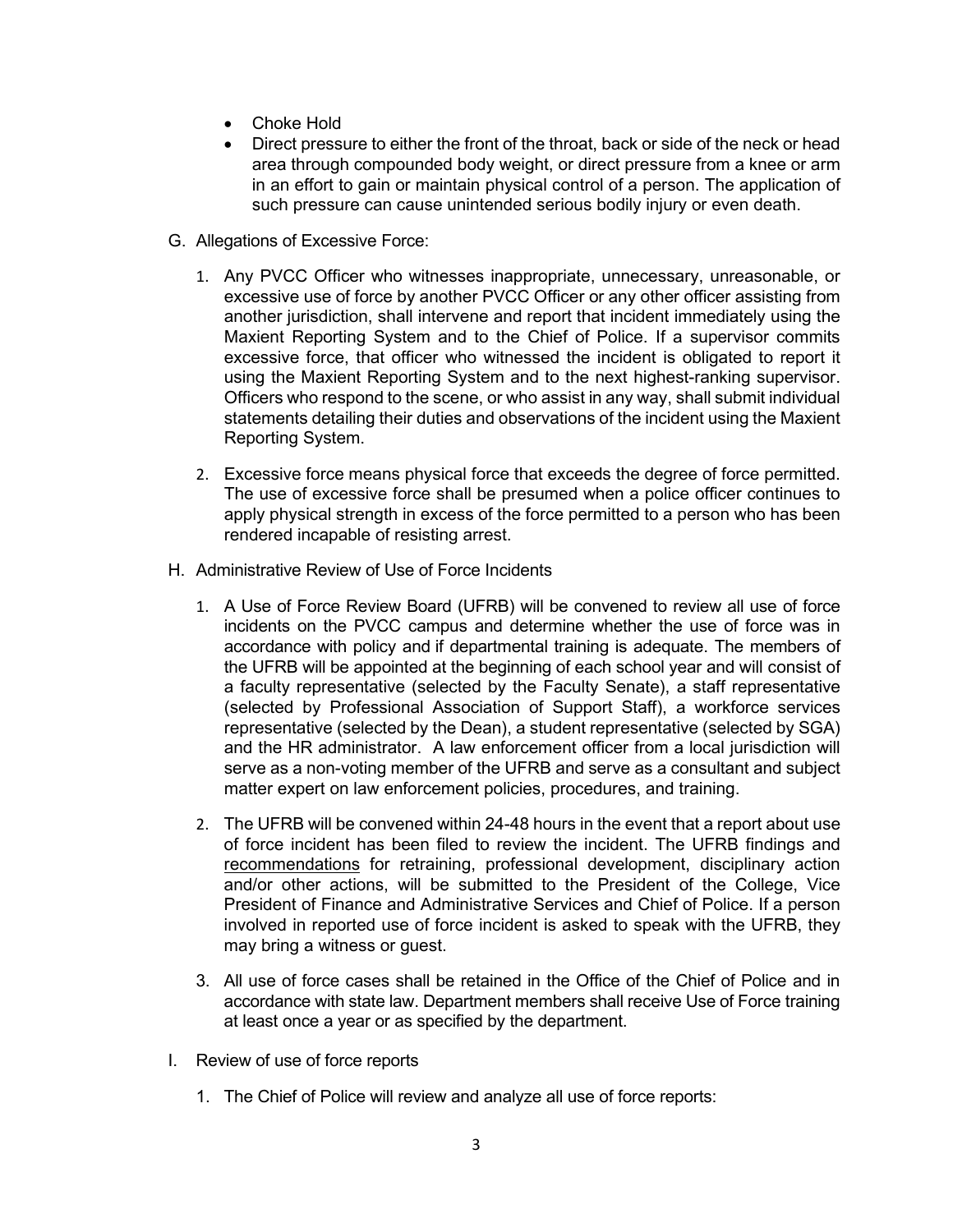- Choke Hold
- Direct pressure to either the front of the throat, back or side of the neck or head area through compounded body weight, or direct pressure from a knee or arm in an effort to gain or maintain physical control of a person. The application of such pressure can cause unintended serious bodily injury or even death.

G. Allegations of Excessive Force:

1. Any PVCC Officer who witnesses inappropriate, unnecessary, unreasonable, or excessive use of force by another PVCC Officer or any other officer assisting from another jurisdiction, shall intervene and report that incident immediately using the Maxient Reporting System and to the Chief of Police. If a supervisor commits excessive force, that officer who witnessed the incident is obligated to report it using the Maxient Reporting System and to the next highest-ranking supervisor. Officers who respond to the scene, or who assist in any way, shall submit individual statements detailing their duties and observations of the incident using the Maxient Reporting System.

2. Excessive force means physical force that exceeds the degree of force permitted. The use of excessive force shall be presumed when a police officer continues to apply physical strength in excess of the force permitted to a person who has been rendered incapable of resisting arrest.

H. Administrative Review of Use of Force Incidents

1. A Use of Force Review Board (UFRB) will be convened to review all use of force incidents on the PVCC campus and determine whether the use of force was in accordance with policy and if departmental training is adequate. The members of the UFRB will be appointed at the beginning of each school year and will consist of a faculty representative (selected by the Faculty Senate), a staff representative (selected by Professional Association of Support Staff), a workforce services representative (selected by the Dean), a student representative (selected by SGA) and the HR administrator. A law enforcement officer from a local jurisdiction will serve as a non-voting member of the UFRB and serve as a consultant and subject matter expert on law enforcement policies, procedures, and training.

2. The UFRB will be convened within 24-48 hours in the event that a report about use of force incident has been filed to review the incident. The UFRB findings and <u>recommendations</u> for retraining, professional development, disciplinary action and/or other actions, will be submitted to the President of the College, Vice President of Finance and Administrative Services and Chief of Police. If a person involved in reported use of force incident is asked to speak with the UFRB, they may bring a witness or guest.

3. All use of force cases shall be retained in the Office of the Chief of Police and in accordance with state law. Department members shall receive Use of Force training at least once a year or as specified by the department.

I. Review of use of force reports

1. The Chief of Police will review and analyze all use of force reports: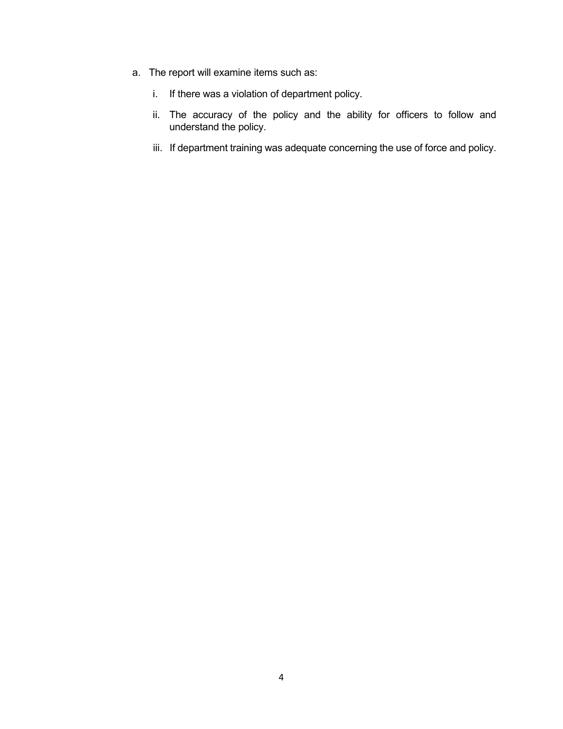a. The report will examine items such as:

   i. If there was a violation of department policy.

   ii. The accuracy of the policy and the ability for officers to follow and understand the policy.

   iii. If department training was adequate concerning the use of force and policy.